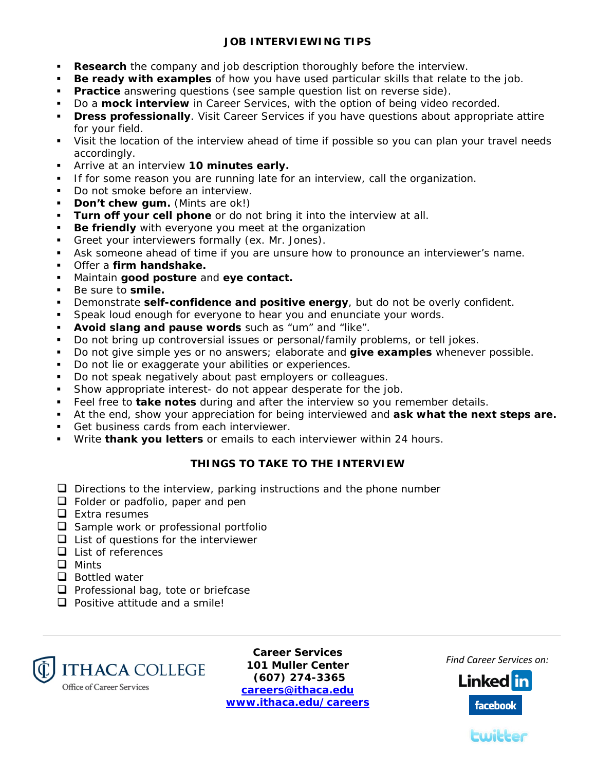## JOB INTERVIEWING TIPS

- **Research** the company and job description thoroughly before the interview.
- **Be ready with examples** of how you have used particular skills that relate to the job.
- **Practice** answering questions (see sample question list on reverse side).
- Do a **mock interview** in Career Services, with the option of being video recorded.
- **Dress professionally**. Visit Career Services if you have questions about appropriate attire for your field.
- Visit the location of the interview ahead of time if possible so you can plan your travel needs accordingly.
- Arrive at an interview **10 minutes early.**
- If for some reason you are running late for an interview, call the organization.
- Do not smoke before an interview.
- **Don't chew gum.** (Mints are ok!)
- **Turn off your cell phone** or do not bring it into the interview at all.
- **Be friendly** with everyone you meet at the organization
- Greet your interviewers formally (ex. Mr. Jones).
- Ask someone ahead of time if you are unsure how to pronounce an interviewer's name.
- Offer a **firm handshake.**
- Maintain **good posture** and **eye contact.**
- Be sure to **smile.**
- Demonstrate **self-confidence and positive energy**, but do not be overly confident.
- Speak loud enough for everyone to hear you and enunciate your words.
- **Avoid slang and pause words** such as "um" and "like".
- Do not bring up controversial issues or personal/family problems, or tell jokes.
- Do not give simple yes or no answers; elaborate and **give examples** whenever possible.
- Do not lie or exaggerate your abilities or experiences.
- Do not speak negatively about past employers or colleagues.
- Show appropriate interest- do not appear desperate for the job.
- Feel free to **take notes** during and after the interview so you remember details.
- At the end, show your appreciation for being interviewed and **ask what the next steps are.**
- Get business cards from each interviewer.
- Write **thank you letters** or emails to each interviewer within 24 hours.

## THINGS TO TAKE TO THE INTERVIEW

- [ ] Directions to the interview, parking instructions and the phone number
- [ ] Folder or padfolio, paper and pen
- [ ] Extra resumes
- [ ] Sample work or professional portfolio
- [ ] List of questions for the interviewer
- [ ] List of references
- [ ] Mints
- [ ] Bottled water
- [ ] Professional bag, tote or briefcase
- [ ] Positive attitude and a smile!

---

ITHACA COLLEGE
Office of Career Services

**Career Services**
**101 Muller Center**
**(607) 274-3365**
**careers@ithaca.edu**
**www.ithaca.edu/careers**

*Find Career Services on:*
LinkedIn
facebook
twitter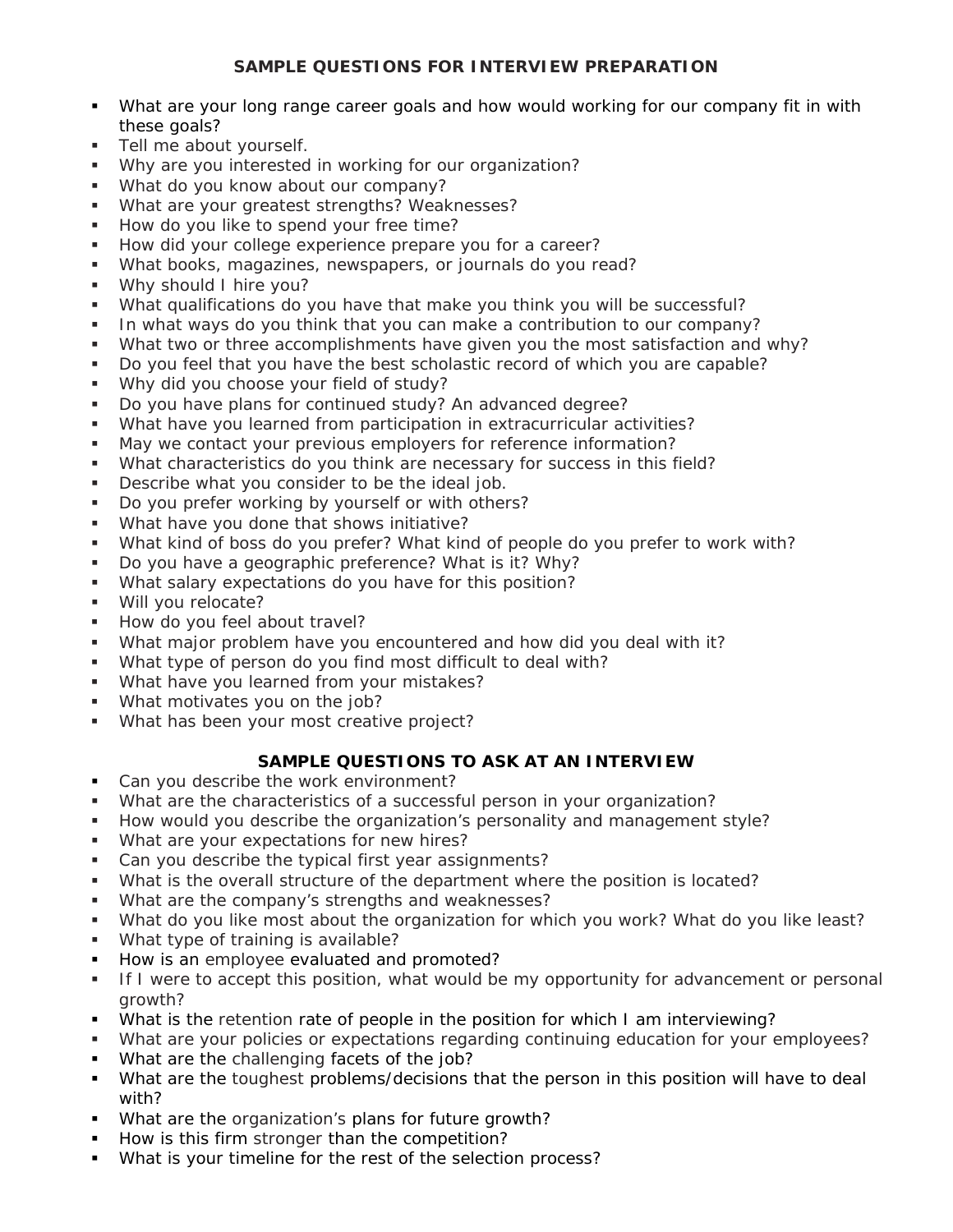## SAMPLE QUESTIONS FOR INTERVIEW PREPARATION

- What are your long range career goals and how would working for our company fit in with these goals?
- Tell me about yourself.
- Why are you interested in working for our organization?
- What do you know about our company?
- What are your greatest strengths? Weaknesses?
- How do you like to spend your free time?
- How did your college experience prepare you for a career?
- What books, magazines, newspapers, or journals do you read?
- Why should I hire you?
- What qualifications do you have that make you think you will be successful?
- In what ways do you think that you can make a contribution to our company?
- What two or three accomplishments have given you the most satisfaction and why?
- Do you feel that you have the best scholastic record of which you are capable?
- Why did you choose your field of study?
- Do you have plans for continued study? An advanced degree?
- What have you learned from participation in extracurricular activities?
- May we contact your previous employers for reference information?
- What characteristics do you think are necessary for success in this field?
- Describe what you consider to be the ideal job.
- Do you prefer working by yourself or with others?
- What have you done that shows initiative?
- What kind of boss do you prefer? What kind of people do you prefer to work with?
- Do you have a geographic preference? What is it? Why?
- What salary expectations do you have for this position?
- Will you relocate?
- How do you feel about travel?
- What major problem have you encountered and how did you deal with it?
- What type of person do you find most difficult to deal with?
- What have you learned from your mistakes?
- What motivates you on the job?
- What has been your most creative project?

## SAMPLE QUESTIONS TO ASK AT AN INTERVIEW

- Can you describe the work environment?
- What are the characteristics of a successful person in your organization?
- How would you describe the organization's personality and management style?
- What are your expectations for new hires?
- Can you describe the typical first year assignments?
- What is the overall structure of the department where the position is located?
- What are the company's strengths and weaknesses?
- What do you like most about the organization for which you work? What do you like least?
- What type of training is available?
- How is an employee evaluated and promoted?
- If I were to accept this position, what would be my opportunity for advancement or personal growth?
- What is the retention rate of people in the position for which I am interviewing?
- What are your policies or expectations regarding continuing education for your employees?
- What are the challenging facets of the job?
- What are the toughest problems/decisions that the person in this position will have to deal with?
- What are the organization's plans for future growth?
- How is this firm stronger than the competition?
- What is your timeline for the rest of the selection process?